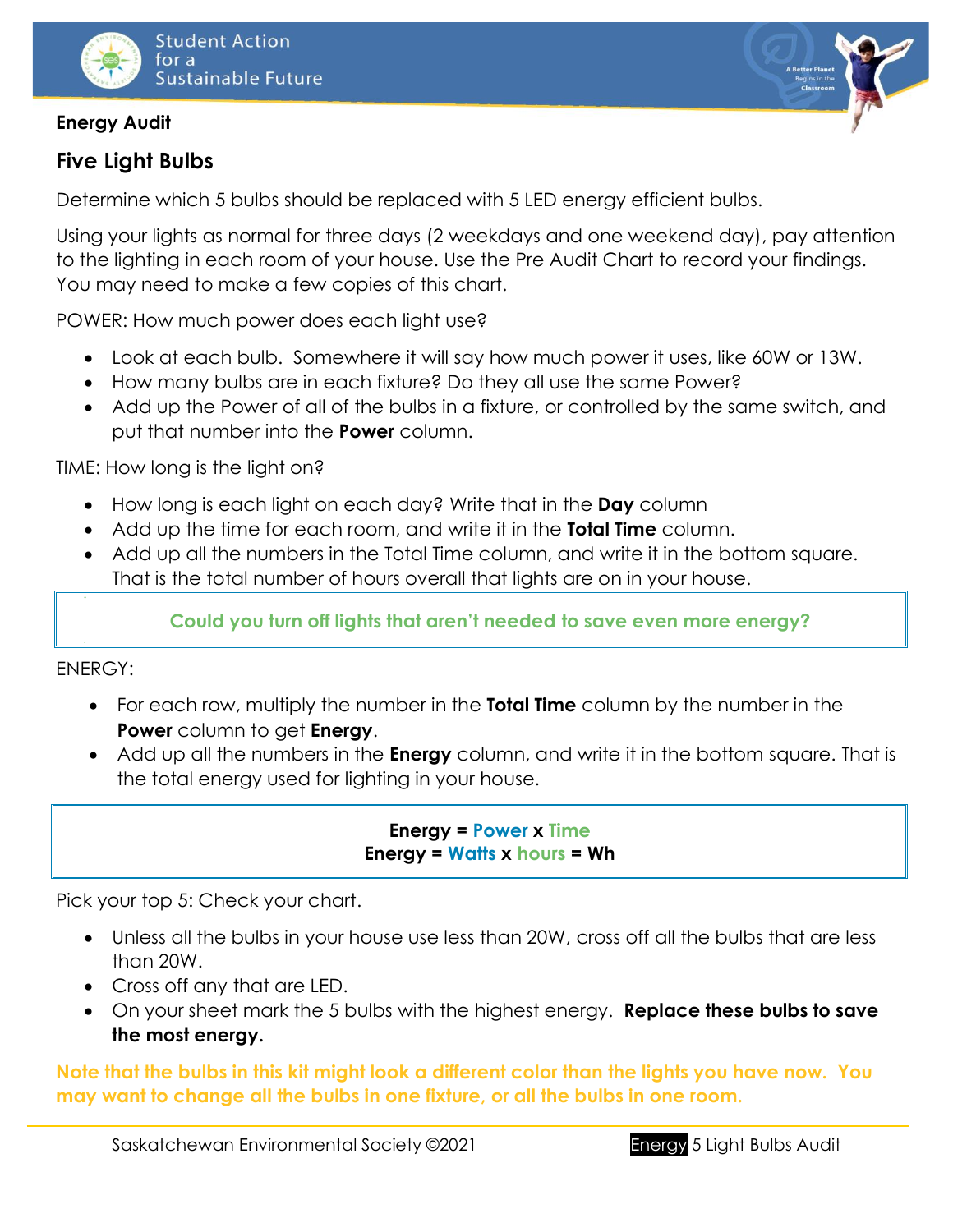**Energy Audit**

## Five Light Bulbs

Determine which 5 bulbs should be replaced with 5 LED energy efficient bulbs.

Using your lights as normal for three days (2 weekdays and one weekend day), pay attention to the lighting in each room of your house. Use the Pre Audit Chart to record your findings. You may need to make a few copies of this chart.

POWER: How much power does each light use?

- Look at each bulb. Somewhere it will say how much power it uses, like 60W or 13W.
- How many bulbs are in each fixture? Do they all use the same Power?
- Add up the Power of all of the bulbs in a fixture, or controlled by the same switch, and put that number into the **Power** column.

TIME: How long is the light on?

- How long is each light on each day? Write that in the **Day** column
- Add up the time for each room, and write it in the **Total Time** column.
- Add up all the numbers in the Total Time column, and write it in the bottom square. That is the total number of hours overall that lights are on in your house.

**Could you turn off lights that aren't needed to save even more energy?**

ENERGY:

- For each row, multiply the number in the **Total Time** column by the number in the **Power** column to get **Energy**.
- Add up all the numbers in the **Energy** column, and write it in the bottom square. That is the total energy used for lighting in your house.

**Energy = Power x Time**
**Energy = Watts x hours = Wh**

Pick your top 5: Check your chart.

- Unless all the bulbs in your house use less than 20W, cross off all the bulbs that are less than 20W.
- Cross off any that are LED.
- On your sheet mark the 5 bulbs with the highest energy. **Replace these bulbs to save the most energy.**

**Note that the bulbs in this kit might look a different color than the lights you have now. You may want to change all the bulbs in one fixture, or all the bulbs in one room.**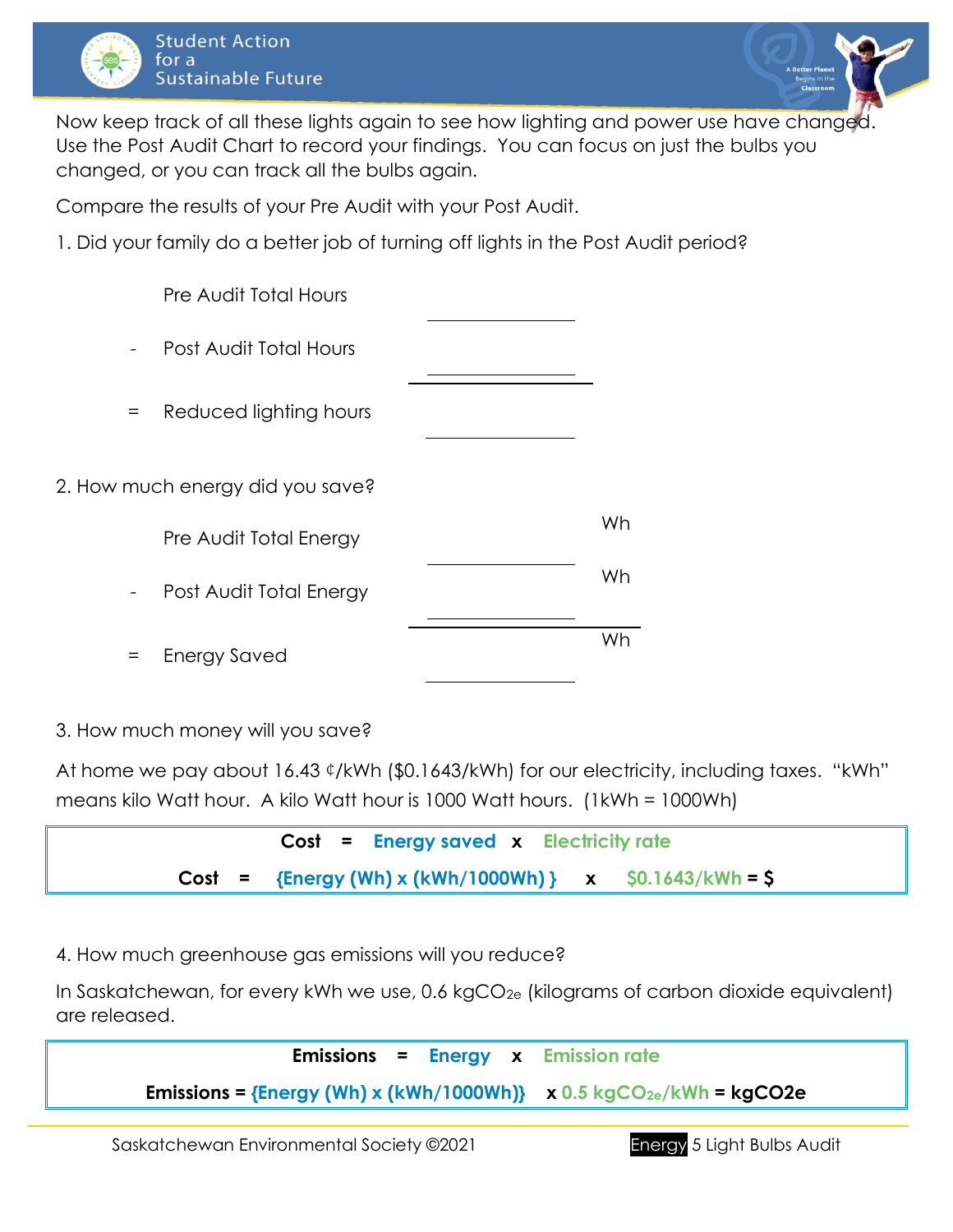Now keep track of all these lights again to see how lighting and power use have changed. Use the Post Audit Chart to record your findings. You can focus on just the bulbs you changed, or you can track all the bulbs again.

Compare the results of your Pre Audit with your Post Audit.

1. Did your family do a better job of turning off lights in the Post Audit period?

|   |   |   |
|---|---|---|
|   | Pre Audit Total Hours | ________ |
| - | Post Audit Total Hours | ________ |
| = | Reduced lighting hours | ________ |

2. How much energy did you save?

|   |   |   |
|---|---|---|
|   | Pre Audit Total Energy | ________ Wh |
| - | Post Audit Total Energy | ________ Wh |
| = | Energy Saved | ________ Wh |

3. How much money will you save?

At home we pay about 16.43 ¢/kWh ($0.1643/kWh) for our electricity, including taxes. "kWh" means kilo Watt hour. A kilo Watt hour is 1000 Watt hours. (1kWh = 1000Wh)

**Cost = Energy saved x Electricity rate**

**Cost = {Energy (Wh) x (kWh/1000Wh) } x $0.1643/kWh = $**

4. How much greenhouse gas emissions will you reduce?

In Saskatchewan, for every kWh we use, 0.6 $kgCO_{2e}$ (kilograms of carbon dioxide equivalent) are released.

**Emissions = Energy x Emission rate**

**Emissions = {Energy (Wh) x (kWh/1000Wh)} x 0.5 $kgCO_{2e}$/kWh = kgCO2e**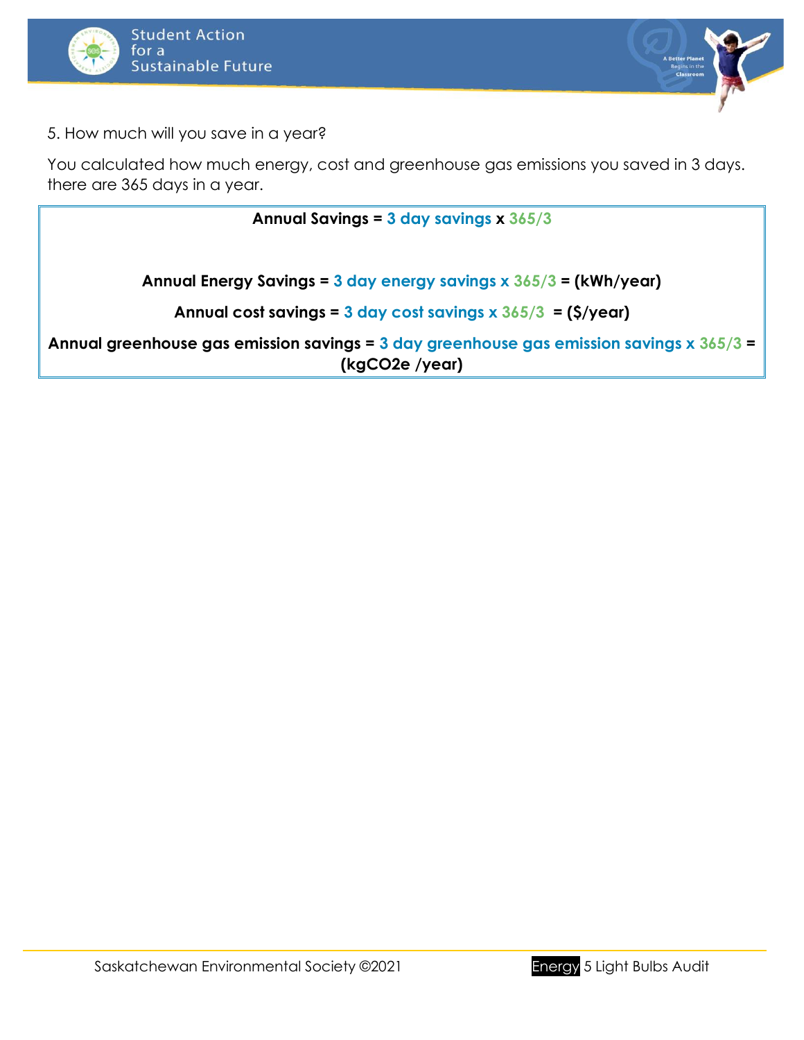5. How much will you save in a year?

You calculated how much energy, cost and greenhouse gas emissions you saved in 3 days. there are 365 days in a year.

**Annual Savings = 3 day savings x 365/3**

**Annual Energy Savings = 3 day energy savings x 365/3 = (kWh/year)**

**Annual cost savings = 3 day cost savings x 365/3 = ($/year)**

**Annual greenhouse gas emission savings = 3 day greenhouse gas emission savings x 365/3 = (kgCO2e /year)**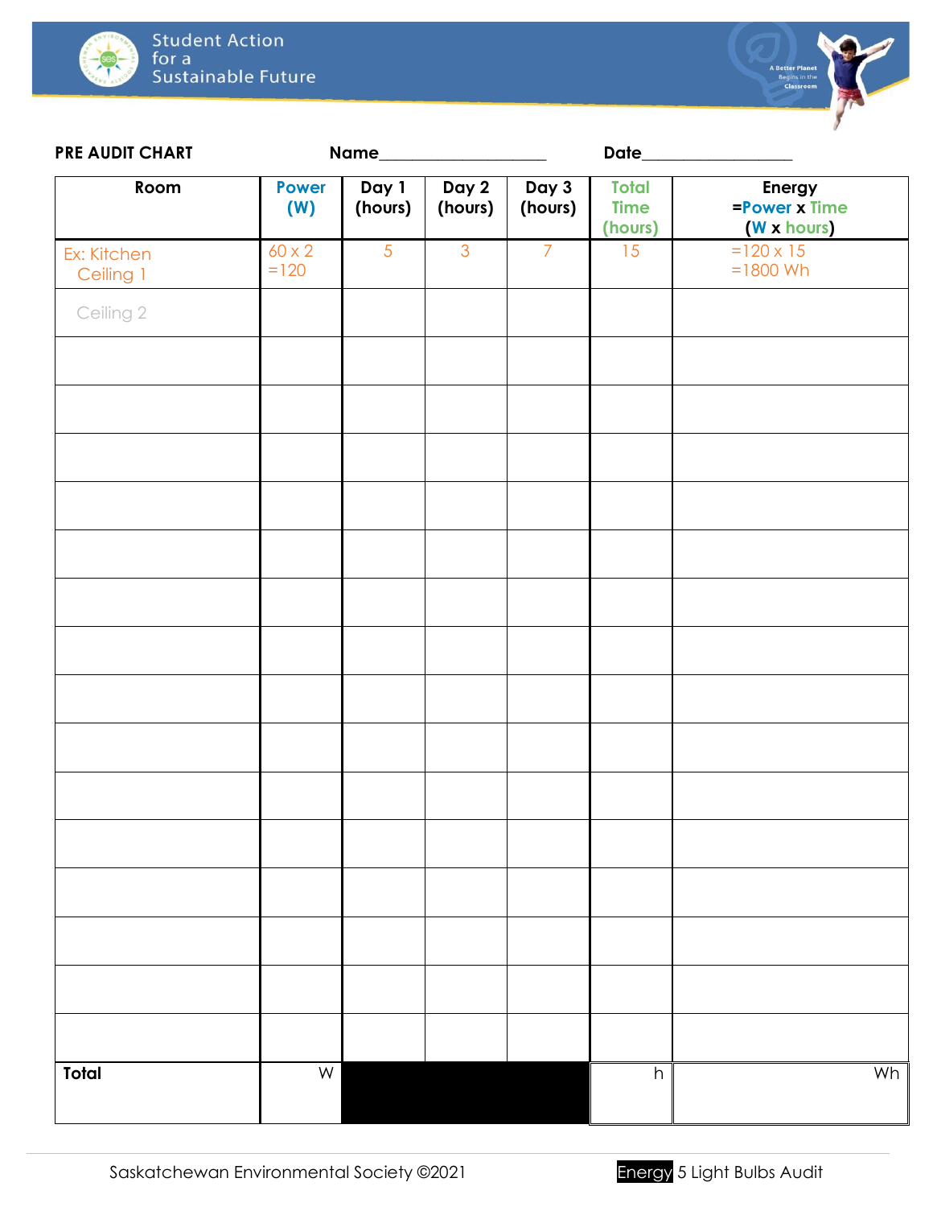**PRE AUDIT CHART** Name____________________ Date_________________

| Room | Power (W) | Day 1 (hours) | Day 2 (hours) | Day 3 (hours) | Total Time (hours) | Energy =Power x Time (W x hours) |
|---|---|---|---|---|---|---|
| Ex: Kitchen Ceiling 1 | 60 x 2 =120 | 5 | 3 | 7 | 15 | =120 x 15 =1800 Wh |
| Ceiling 2 | | | | | | |
| | | | | | | |
| | | | | | | |
| | | | | | | |
| | | | | | | |
| | | | | | | |
| | | | | | | |
| | | | | | | |
| | | | | | | |
| | | | | | | |
| | | | | | | |
| | | | | | | |
| | | | | | | |
| | | | | | | |
| | | | | | | |
| | | | | | | |
| **Total** | W | | | | h | Wh |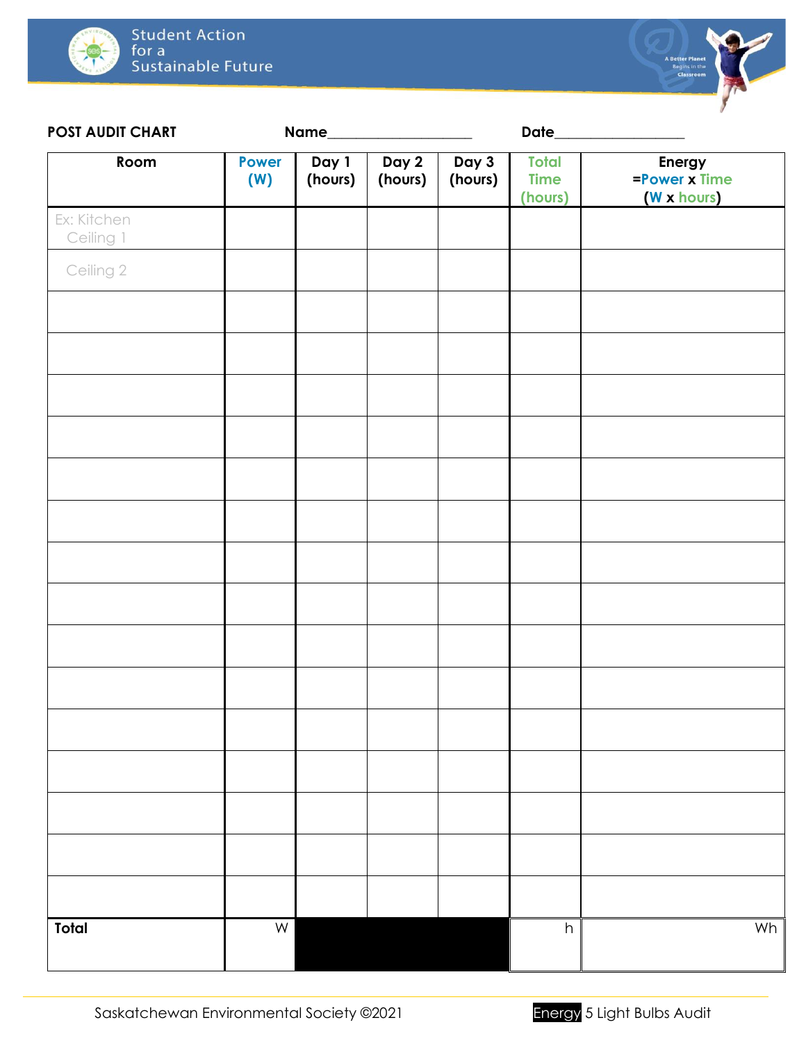**POST AUDIT CHART** Name____________________ Date__________________

| Room | Power (W) | Day 1 (hours) | Day 2 (hours) | Day 3 (hours) | Total Time (hours) | Energy =Power x Time (W x hours) |
|---|---|---|---|---|---|---|
| Ex: Kitchen Ceiling 1 | | | | | | |
| Ceiling 2 | | | | | | |
| | | | | | | |
| | | | | | | |
| | | | | | | |
| | | | | | | |
| | | | | | | |
| | | | | | | |
| | | | | | | |
| | | | | | | |
| | | | | | | |
| | | | | | | |
| | | | | | | |
| | | | | | | |
| | | | | | | |
| | | | | | | |
| | | | | | | |
| **Total** | W | | | | h | Wh |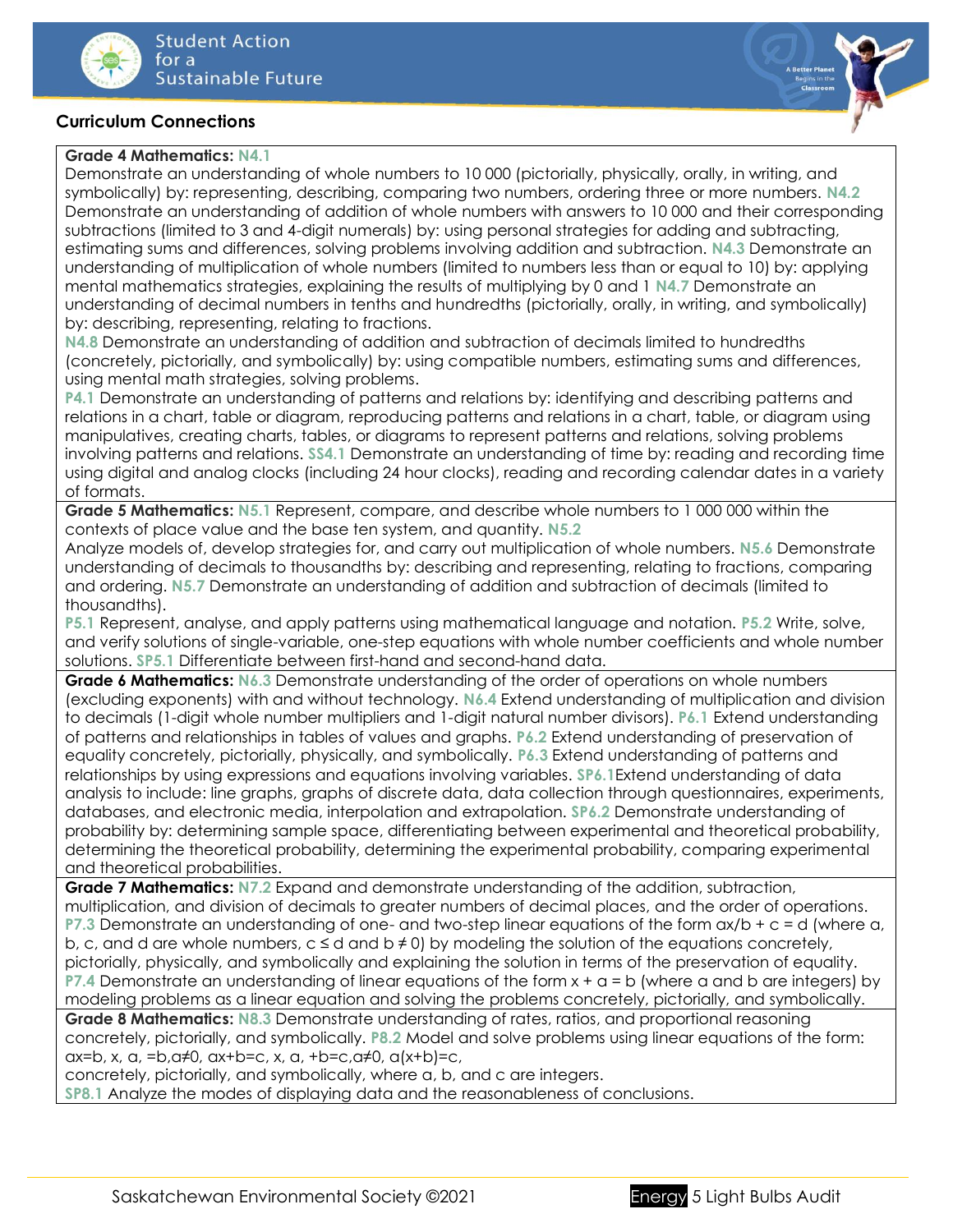## Curriculum Connections

| | |
|---|---|
| **Grade 4 Mathematics:** N4.1 Demonstrate an understanding of whole numbers to 10 000 (pictorially, physically, orally, in writing, and symbolically) by: representing, describing, comparing two numbers, ordering three or more numbers. N4.2 Demonstrate an understanding of addition of whole numbers with answers to 10 000 and their corresponding subtractions (limited to 3 and 4-digit numerals) by: using personal strategies for adding and subtracting, estimating sums and differences, solving problems involving addition and subtraction. N4.3 Demonstrate an understanding of multiplication of whole numbers (limited to numbers less than or equal to 10) by: applying mental mathematics strategies, explaining the results of multiplying by 0 and 1 N4.7 Demonstrate an understanding of decimal numbers in tenths and hundredths (pictorially, orally, in writing, and symbolically) by: describing, representing, relating to fractions. N4.8 Demonstrate an understanding of addition and subtraction of decimals limited to hundredths (concretely, pictorially, and symbolically) by: using compatible numbers, estimating sums and differences, using mental math strategies, solving problems. P4.1 Demonstrate an understanding of patterns and relations by: identifying and describing patterns and relations in a chart, table or diagram, reproducing patterns and relations in a chart, table, or diagram using manipulatives, creating charts, tables, or diagrams to represent patterns and relations, solving problems involving patterns and relations. SS4.1 Demonstrate an understanding of time by: reading and recording time using digital and analog clocks (including 24 hour clocks), reading and recording calendar dates in a variety of formats. | |
| **Grade 5 Mathematics:** N5.1 Represent, compare, and describe whole numbers to 1 000 000 within the contexts of place value and the base ten system, and quantity. N5.2 Analyze models of, develop strategies for, and carry out multiplication of whole numbers. N5.6 Demonstrate understanding of decimals to thousandths by: describing and representing, relating to fractions, comparing and ordering. N5.7 Demonstrate an understanding of addition and subtraction of decimals (limited to thousandths). P5.1 Represent, analyse, and apply patterns using mathematical language and notation. P5.2 Write, solve, and verify solutions of single-variable, one-step equations with whole number coefficients and whole number solutions. SP5.1 Differentiate between first-hand and second-hand data. | |
| **Grade 6 Mathematics:** N6.3 Demonstrate understanding of the order of operations on whole numbers (excluding exponents) with and without technology. N6.4 Extend understanding of multiplication and division to decimals (1-digit whole number multipliers and 1-digit natural number divisors). P6.1 Extend understanding of patterns and relationships in tables of values and graphs. P6.2 Extend understanding of preservation of equality concretely, pictorially, physically, and symbolically. P6.3 Extend understanding of patterns and relationships by using expressions and equations involving variables. SP6.1Extend understanding of data analysis to include: line graphs, graphs of discrete data, data collection through questionnaires, experiments, databases, and electronic media, interpolation and extrapolation. SP6.2 Demonstrate understanding of probability by: determining sample space, differentiating between experimental and theoretical probability, determining the theoretical probability, determining the experimental probability, comparing experimental and theoretical probabilities. | |
| **Grade 7 Mathematics:** N7.2 Expand and demonstrate understanding of the addition, subtraction, multiplication, and division of decimals to greater numbers of decimal places, and the order of operations. P7.3 Demonstrate an understanding of one- and two-step linear equations of the form $ax/b + c = d$ (where a, b, c, and d are whole numbers, $c \leq d$ and $b \neq 0$) by modeling the solution of the equations concretely, pictorially, physically, and symbolically and explaining the solution in terms of the preservation of equality. P7.4 Demonstrate an understanding of linear equations of the form $x + a = b$ (where a and b are integers) by modeling problems as a linear equation and solving the problems concretely, pictorially, and symbolically. | |
| **Grade 8 Mathematics:** N8.3 Demonstrate understanding of rates, ratios, and proportional reasoning concretely, pictorially, and symbolically. P8.2 Model and solve problems using linear equations of the form: ax=b, x, a, =b,a≠0, ax+b=c, x, a, +b=c,a≠0, a(x+b)=c, concretely, pictorially, and symbolically, where a, b, and c are integers. SP8.1 Analyze the modes of displaying data and the reasonableness of conclusions. | |